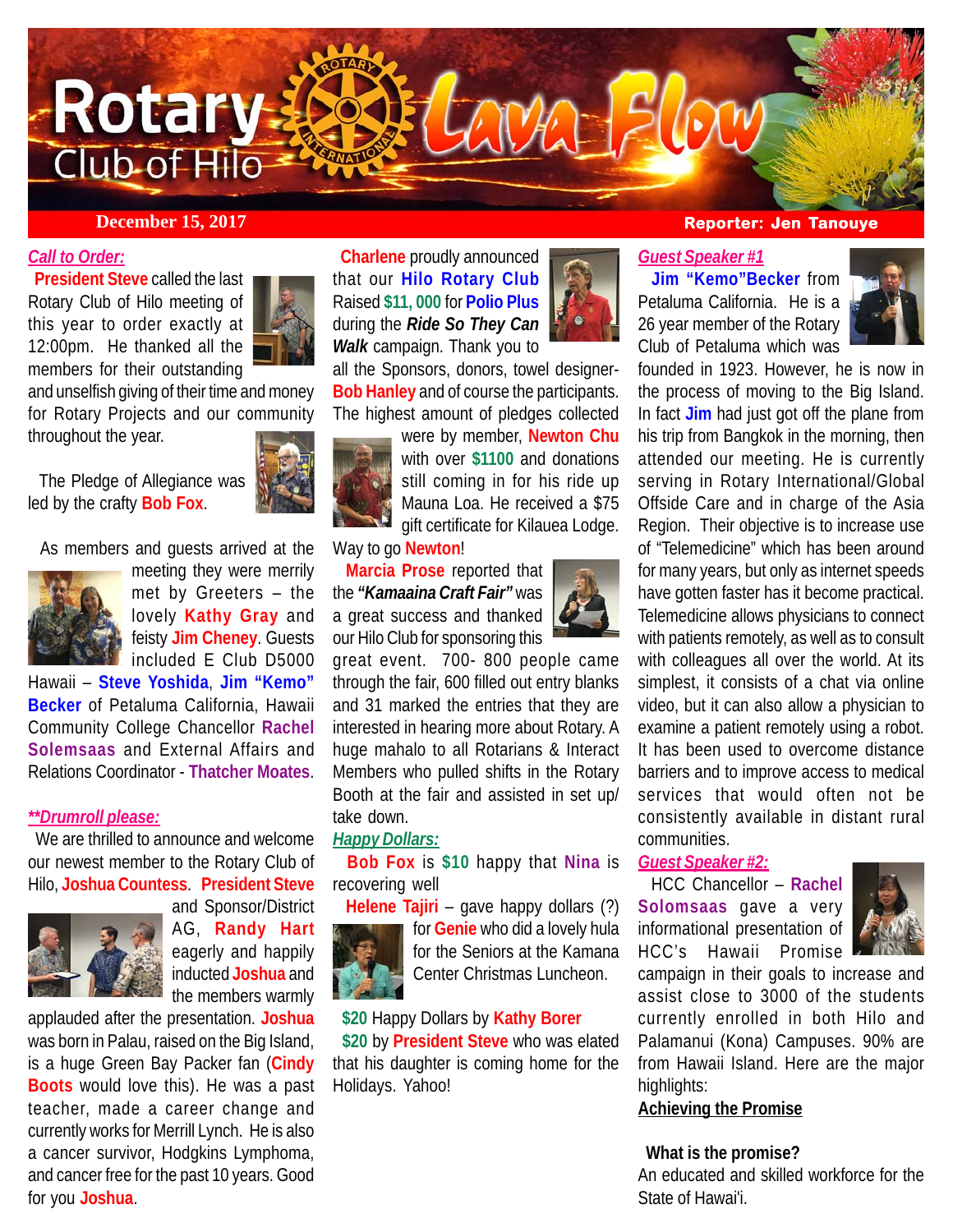# Rotary Club of Hilo Lava Flow

**December 15, 2017** — **Reporter: Jen Tanouye**

***Call to Order:***

**President Steve** called the last Rotary Club of Hilo meeting of this year to order exactly at 12:00pm. He thanked all the members for their outstanding and unselfish giving of their time and money for Rotary Projects and our community throughout the year.

The Pledge of Allegiance was led by the crafty **Bob Fox**.

As members and guests arrived at the meeting they were merrily met by Greeters – the lovely **Kathy Gray** and feisty **Jim Cheney**. Guests included E Club D5000 Hawaii – **Steve Yoshida**, **Jim "Kemo" Becker** of Petaluma California, Hawaii Community College Chancellor **Rachel Solemsaas** and External Affairs and Relations Coordinator - **Thatcher Moates**.

***\*\*Drumroll please:***

We are thrilled to announce and welcome our newest member to the Rotary Club of Hilo, **Joshua Countess**. **President Steve** and Sponsor/District AG, **Randy Hart** eagerly and happily inducted **Joshua** and the members warmly applauded after the presentation. **Joshua** was born in Palau, raised on the Big Island, is a huge Green Bay Packer fan (**Cindy Boots** would love this). He was a past teacher, made a career change and currently works for Merrill Lynch. He is also a cancer survivor, Hodgkins Lymphoma, and cancer free for the past 10 years. Good for you **Joshua**.

**Charlene** proudly announced that our **Hilo Rotary Club** Raised **$11, 000** for **Polio Plus** during the ***Ride So They Can Walk*** campaign. Thank you to all the Sponsors, donors, towel designer- **Bob Hanley** and of course the participants. The highest amount of pledges collected were by member, **Newton Chu** with over **$1100** and donations still coming in for his ride up Mauna Loa. He received a $75 gift certificate for Kilauea Lodge. Way to go **Newton**!

**Marcia Prose** reported that the ***"Kamaaina Craft Fair"*** was a great success and thanked our Hilo Club for sponsoring this great event. 700- 800 people came through the fair, 600 filled out entry blanks and 31 marked the entries that they are interested in hearing more about Rotary. A huge mahalo to all Rotarians & Interact Members who pulled shifts in the Rotary Booth at the fair and assisted in set up/ take down.

***Happy Dollars:***

**Bob Fox** is **$10** happy that **Nina** is recovering well

**Helene Tajiri** – gave happy dollars (?) for **Genie** who did a lovely hula for the Seniors at the Kamana Center Christmas Luncheon.

**$20** Happy Dollars by **Kathy Borer**

**$20** by **President Steve** who was elated that his daughter is coming home for the Holidays. Yahoo!

***Guest Speaker #1***

**Jim "Kemo"Becker** from Petaluma California. He is a 26 year member of the Rotary Club of Petaluma which was founded in 1923. However, he is now in the process of moving to the Big Island. In fact **Jim** had just got off the plane from his trip from Bangkok in the morning, then attended our meeting. He is currently serving in Rotary International/Global Offside Care and in charge of the Asia Region. Their objective is to increase use of "Telemedicine" which has been around for many years, but only as internet speeds have gotten faster has it become practical. Telemedicine allows physicians to connect with patients remotely, as well as to consult with colleagues all over the world. At its simplest, it consists of a chat via online video, but it can also allow a physician to examine a patient remotely using a robot. It has been used to overcome distance barriers and to improve access to medical services that would often not be consistently available in distant rural communities.

***Guest Speaker #2:***

HCC Chancellor – **Rachel Solomsaas** gave a very informational presentation of HCC's Hawaii Promise campaign in their goals to increase and assist close to 3000 of the students currently enrolled in both Hilo and Palamanui (Kona) Campuses. 90% are from Hawaii Island. Here are the major highlights:

**Achieving the Promise**

**What is the promise?**

An educated and skilled workforce for the State of Hawai'i.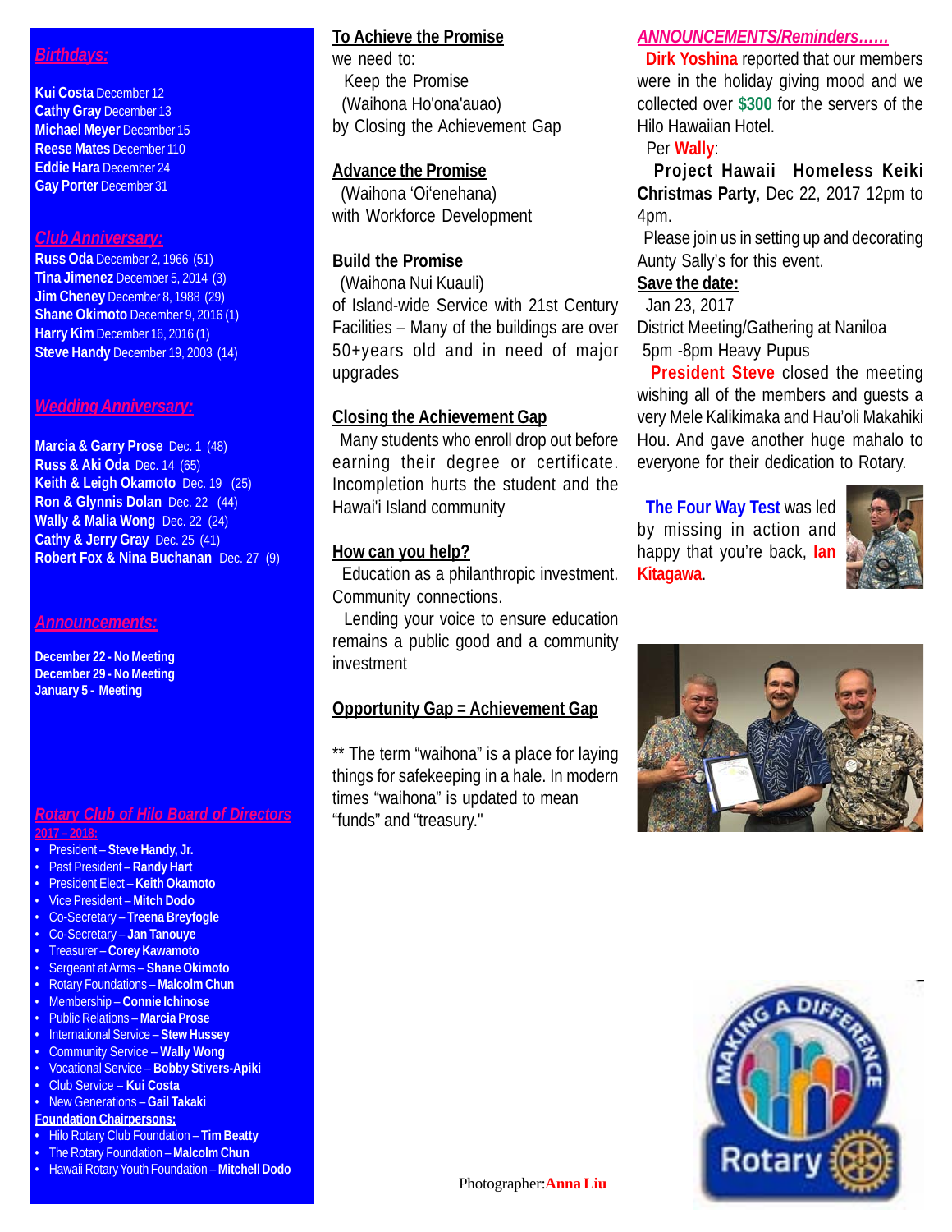## *Birthdays:*

**Kui Costa** December 12
**Cathy Gray** December 13
**Michael Meyer** December 15
**Reese Mates** December 110
**Eddie Hara** December 24
**Gay Porter** December 31

## *Club Anniversary:*

**Russ Oda** December 2, 1966 (51)
**Tina Jimenez** December 5, 2014 (3)
**Jim Cheney** December 8, 1988 (29)
**Shane Okimoto** December 9, 2016 (1)
**Harry Kim** December 16, 2016 (1)
**Steve Handy** December 19, 2003 (14)

## *Wedding Anniversary:*

**Marcia & Garry Prose** Dec. 1 (48)
**Russ & Aki Oda** Dec. 14 (65)
**Keith & Leigh Okamoto** Dec. 19 (25)
**Ron & Glynnis Dolan** Dec. 22 (44)
**Wally & Malia Wong** Dec. 22 (24)
**Cathy & Jerry Gray** Dec. 25 (41)
**Robert Fox & Nina Buchanan** Dec. 27 (9)

## *Announcements:*

**December 22 - No Meeting**
**December 29 - No Meeting**
**January 5 - Meeting**

## *Rotary Club of Hilo Board of Directors*

**2017 – 2018:**

- President – **Steve Handy, Jr.**
- Past President – **Randy Hart**
- President Elect – **Keith Okamoto**
- Vice President – **Mitch Dodo**
- Co-Secretary – **Treena Breyfogle**
- Co-Secretary – **Jan Tanouye**
- Treasurer – **Corey Kawamoto**
- Sergeant at Arms – **Shane Okimoto**
- Rotary Foundations – **Malcolm Chun**
- Membership – **Connie Ichinose**
- Public Relations – **Marcia Prose**
- International Service – **Stew Hussey**
- Community Service – **Wally Wong**
- Vocational Service – **Bobby Stivers-Apiki**
- Club Service – **Kui Costa**
- New Generations – **Gail Takaki**

**Foundation Chairpersons:**

- Hilo Rotary Club Foundation – **Tim Beatty**
- The Rotary Foundation – **Malcolm Chun**
- Hawaii Rotary Youth Foundation – **Mitchell Dodo**

**To Achieve the Promise**

we need to:
Keep the Promise
(Waihona Ho'ona'auao)
by Closing the Achievement Gap

**Advance the Promise**

(Waihona 'Oi'enehana)
with Workforce Development

**Build the Promise**

(Waihona Nui Kuauli)
of Island-wide Service with 21st Century Facilities – Many of the buildings are over 50+years old and in need of major upgrades

**Closing the Achievement Gap**

Many students who enroll drop out before earning their degree or certificate. Incompletion hurts the student and the Hawai'i Island community

**How can you help?**

Education as a philanthropic investment. Community connections.
Lending your voice to ensure education remains a public good and a community investment

**Opportunity Gap = Achievement Gap**

** The term "waihona" is a place for laying things for safekeeping in a hale. In modern times "waihona" is updated to mean "funds" and "treasury."

## *ANNOUNCEMENTS/Reminders……*

**Dirk Yoshina** reported that our members were in the holiday giving mood and we collected over **$300** for the servers of the Hilo Hawaiian Hotel.

Per **Wally**:

**Project Hawaii Homeless Keiki Christmas Party**, Dec 22, 2017 12pm to 4pm.

Please join us in setting up and decorating Aunty Sally's for this event.

**Save the date:**

Jan 23, 2017
District Meeting/Gathering at Naniloa
5pm -8pm Heavy Pupus

**President Steve** closed the meeting wishing all of the members and guests a very Mele Kalikimaka and Hau'oli Makahiki Hou. And gave another huge mahalo to everyone for their dedication to Rotary.

**The Four Way Test** was led by missing in action and happy that you're back, **Ian Kitagawa**.

Photographer: **Anna Liu**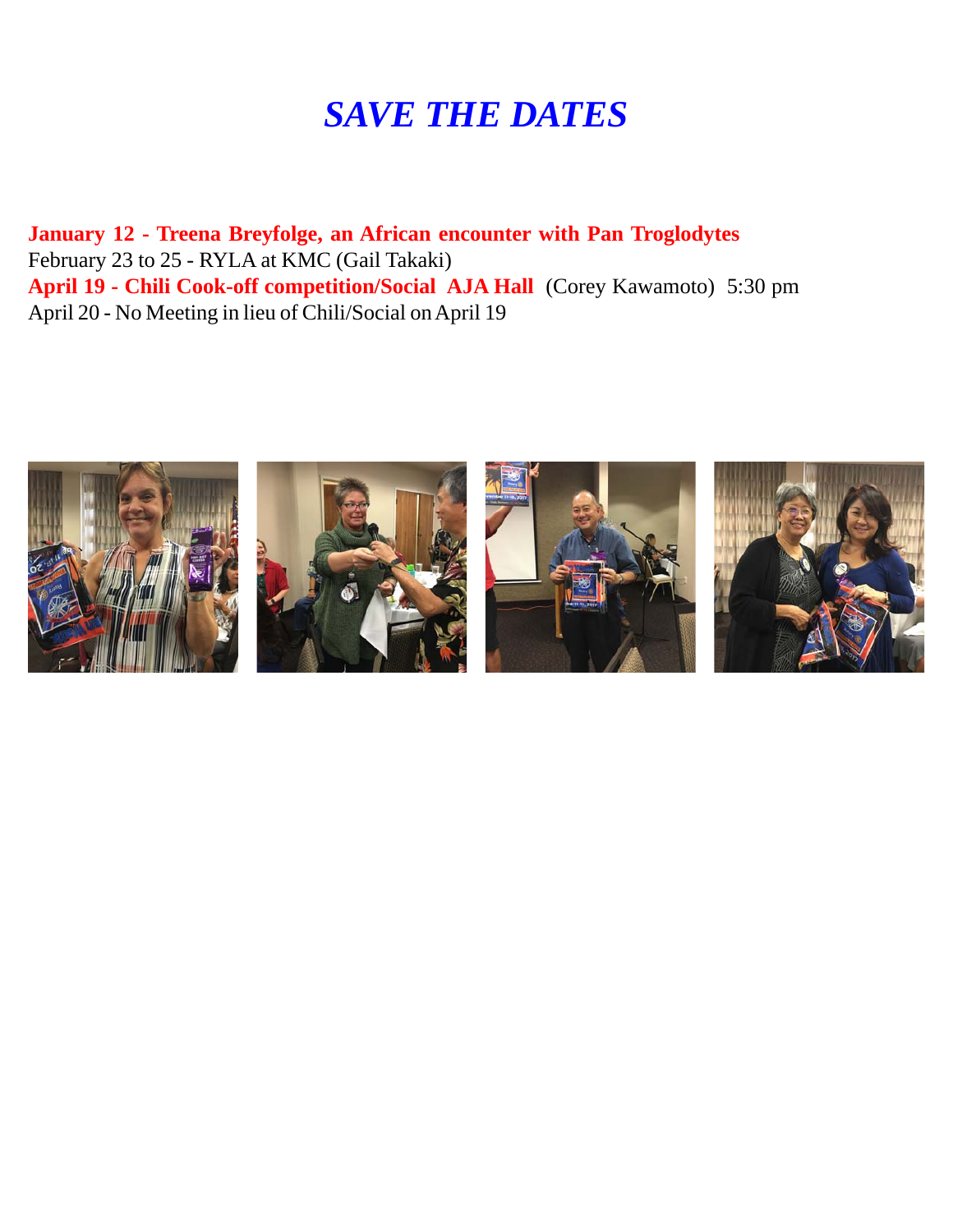# ***SAVE THE DATES***

**January 12 - Treena Breyfolge, an African encounter with Pan Troglodytes**
February 23 to 25 - RYLA at KMC (Gail Takaki)
**April 19 - Chili Cook-off competition/Social AJA Hall** (Corey Kawamoto) 5:30 pm
April 20 - No Meeting in lieu of Chili/Social on April 19